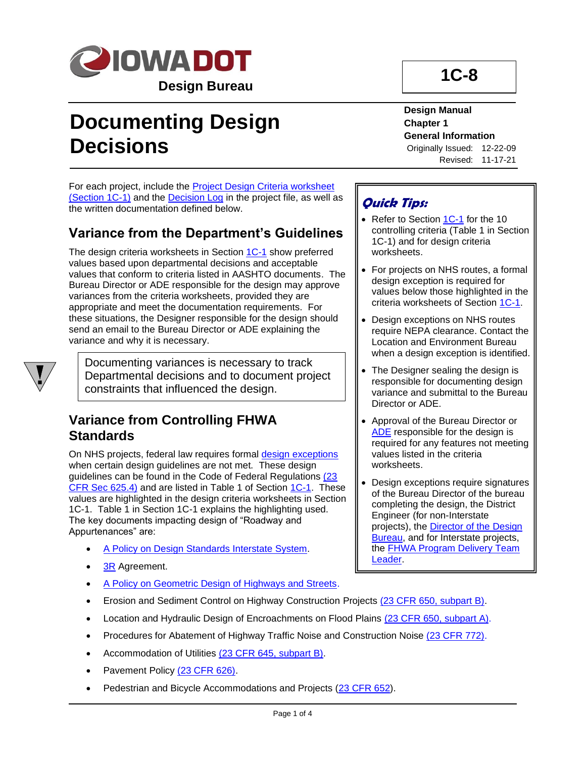# Documenting Design Decisions

**Design Manual**
**Chapter 1**
**General Information**
Originally Issued: 12-22-09
Revised: 11-17-21

**1C-8**

For each project, include the Project Design Criteria worksheet (Section 1C-1) and the Decision Log in the project file, as well as the written documentation defined below.

## Variance from the Department's Guidelines

The design criteria worksheets in Section 1C-1 show preferred values based upon departmental decisions and acceptable values that conform to criteria listed in AASHTO documents. The Bureau Director or ADE responsible for the design may approve variances from the criteria worksheets, provided they are appropriate and meet the documentation requirements. For these situations, the Designer responsible for the design should send an email to the Bureau Director or ADE explaining the variance and why it is necessary.

> Documenting variances is necessary to track Departmental decisions and to document project constraints that influenced the design.

## Variance from Controlling FHWA Standards

On NHS projects, federal law requires formal design exceptions when certain design guidelines are not met. These design guidelines can be found in the Code of Federal Regulations (23 CFR Sec 625.4) and are listed in Table 1 of Section 1C-1. These values are highlighted in the design criteria worksheets in Section 1C-1. Table 1 in Section 1C-1 explains the highlighting used. The key documents impacting design of "Roadway and Appurtenances" are:

- A Policy on Design Standards Interstate System.
- 3R Agreement.
- A Policy on Geometric Design of Highways and Streets.
- Erosion and Sediment Control on Highway Construction Projects (23 CFR 650, subpart B).
- Location and Hydraulic Design of Encroachments on Flood Plains (23 CFR 650, subpart A).
- Procedures for Abatement of Highway Traffic Noise and Construction Noise (23 CFR 772).
- Accommodation of Utilities (23 CFR 645, subpart B).
- Pavement Policy (23 CFR 626).
- Pedestrian and Bicycle Accommodations and Projects (23 CFR 652).

### *Quick Tips:*

- Refer to Section 1C-1 for the 10 controlling criteria (Table 1 in Section 1C-1) and for design criteria worksheets.
- For projects on NHS routes, a formal design exception is required for values below those highlighted in the criteria worksheets of Section 1C-1.
- Design exceptions on NHS routes require NEPA clearance. Contact the Location and Environment Bureau when a design exception is identified.
- The Designer sealing the design is responsible for documenting design variance and submittal to the Bureau Director or ADE.
- Approval of the Bureau Director or ADE responsible for the design is required for any features not meeting values listed in the criteria worksheets.
- Design exceptions require signatures of the Bureau Director of the bureau completing the design, the District Engineer (for non-Interstate projects), the Director of the Design Bureau, and for Interstate projects, the FHWA Program Delivery Team Leader.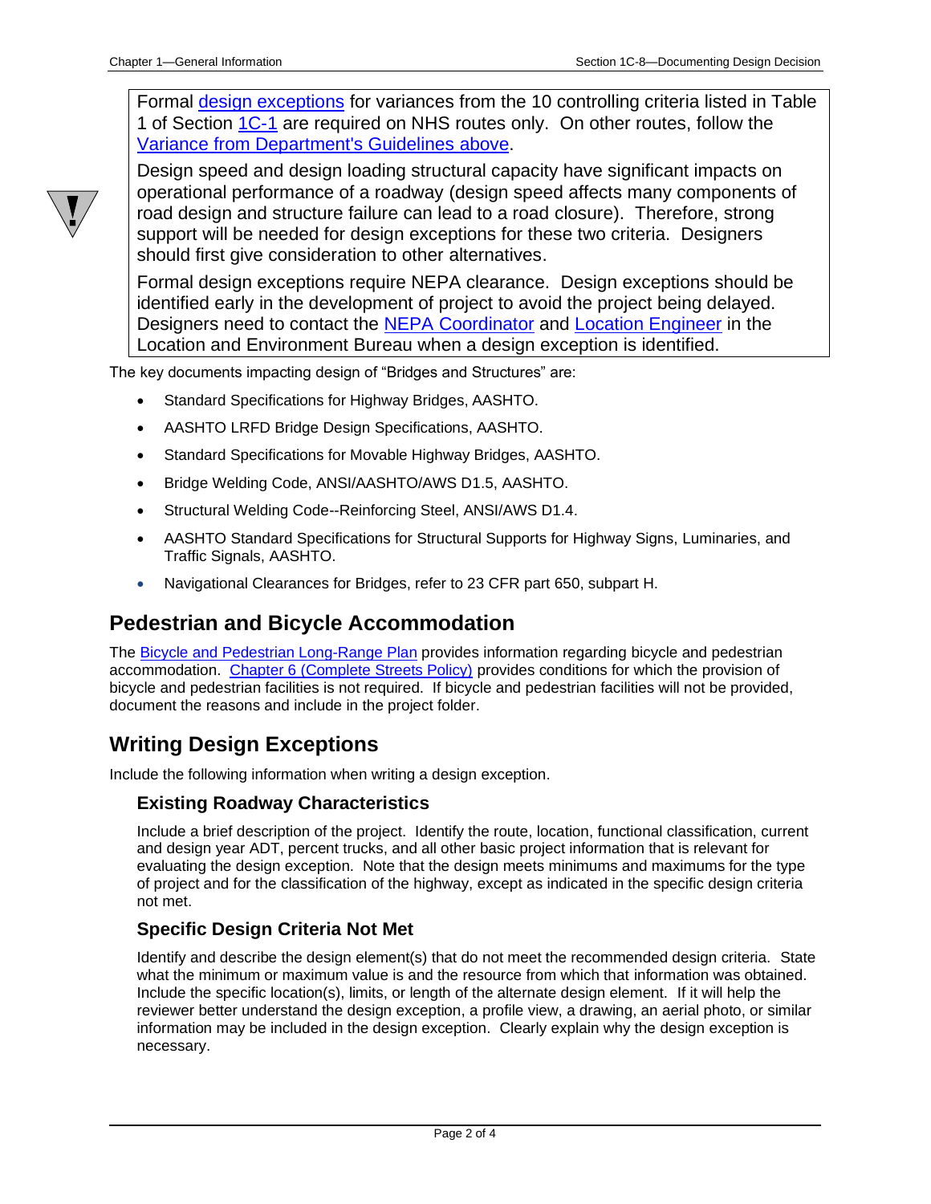> Formal design exceptions for variances from the 10 controlling criteria listed in Table 1 of Section 1C-1 are required on NHS routes only. On other routes, follow the Variance from Department's Guidelines above.
>
> Design speed and design loading structural capacity have significant impacts on operational performance of a roadway (design speed affects many components of road design and structure failure can lead to a road closure). Therefore, strong support will be needed for design exceptions for these two criteria. Designers should first give consideration to other alternatives.
>
> Formal design exceptions require NEPA clearance. Design exceptions should be identified early in the development of project to avoid the project being delayed. Designers need to contact the NEPA Coordinator and Location Engineer in the Location and Environment Bureau when a design exception is identified.

The key documents impacting design of "Bridges and Structures" are:

- Standard Specifications for Highway Bridges, AASHTO.
- AASHTO LRFD Bridge Design Specifications, AASHTO.
- Standard Specifications for Movable Highway Bridges, AASHTO.
- Bridge Welding Code, ANSI/AASHTO/AWS D1.5, AASHTO.
- Structural Welding Code--Reinforcing Steel, ANSI/AWS D1.4.
- AASHTO Standard Specifications for Structural Supports for Highway Signs, Luminaries, and Traffic Signals, AASHTO.
- Navigational Clearances for Bridges, refer to 23 CFR part 650, subpart H.

## Pedestrian and Bicycle Accommodation

The Bicycle and Pedestrian Long-Range Plan provides information regarding bicycle and pedestrian accommodation. Chapter 6 (Complete Streets Policy) provides conditions for which the provision of bicycle and pedestrian facilities is not required. If bicycle and pedestrian facilities will not be provided, document the reasons and include in the project folder.

## Writing Design Exceptions

Include the following information when writing a design exception.

### Existing Roadway Characteristics

Include a brief description of the project. Identify the route, location, functional classification, current and design year ADT, percent trucks, and all other basic project information that is relevant for evaluating the design exception. Note that the design meets minimums and maximums for the type of project and for the classification of the highway, except as indicated in the specific design criteria not met.

### Specific Design Criteria Not Met

Identify and describe the design element(s) that do not meet the recommended design criteria. State what the minimum or maximum value is and the resource from which that information was obtained. Include the specific location(s), limits, or length of the alternate design element. If it will help the reviewer better understand the design exception, a profile view, a drawing, an aerial photo, or similar information may be included in the design exception. Clearly explain why the design exception is necessary.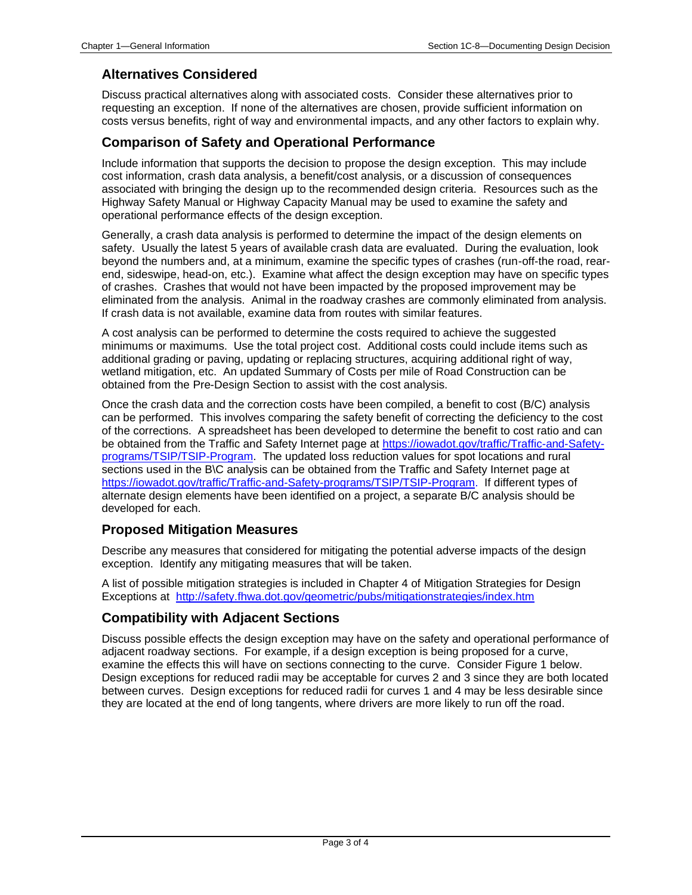## Alternatives Considered

Discuss practical alternatives along with associated costs. Consider these alternatives prior to requesting an exception. If none of the alternatives are chosen, provide sufficient information on costs versus benefits, right of way and environmental impacts, and any other factors to explain why.

## Comparison of Safety and Operational Performance

Include information that supports the decision to propose the design exception. This may include cost information, crash data analysis, a benefit/cost analysis, or a discussion of consequences associated with bringing the design up to the recommended design criteria. Resources such as the Highway Safety Manual or Highway Capacity Manual may be used to examine the safety and operational performance effects of the design exception.

Generally, a crash data analysis is performed to determine the impact of the design elements on safety. Usually the latest 5 years of available crash data are evaluated. During the evaluation, look beyond the numbers and, at a minimum, examine the specific types of crashes (run-off-the road, rear-end, sideswipe, head-on, etc.). Examine what affect the design exception may have on specific types of crashes. Crashes that would not have been impacted by the proposed improvement may be eliminated from the analysis. Animal in the roadway crashes are commonly eliminated from analysis. If crash data is not available, examine data from routes with similar features.

A cost analysis can be performed to determine the costs required to achieve the suggested minimums or maximums. Use the total project cost. Additional costs could include items such as additional grading or paving, updating or replacing structures, acquiring additional right of way, wetland mitigation, etc. An updated Summary of Costs per mile of Road Construction can be obtained from the Pre-Design Section to assist with the cost analysis.

Once the crash data and the correction costs have been compiled, a benefit to cost (B/C) analysis can be performed. This involves comparing the safety benefit of correcting the deficiency to the cost of the corrections. A spreadsheet has been developed to determine the benefit to cost ratio and can be obtained from the Traffic and Safety Internet page at [https://iowadot.gov/traffic/Traffic-and-Safety-programs/TSIP/TSIP-Program](https://iowadot.gov/traffic/Traffic-and-Safety-programs/TSIP/TSIP-Program). The updated loss reduction values for spot locations and rural sections used in the B\C analysis can be obtained from the Traffic and Safety Internet page at [https://iowadot.gov/traffic/Traffic-and-Safety-programs/TSIP/TSIP-Program](https://iowadot.gov/traffic/Traffic-and-Safety-programs/TSIP/TSIP-Program). If different types of alternate design elements have been identified on a project, a separate B/C analysis should be developed for each.

## Proposed Mitigation Measures

Describe any measures that considered for mitigating the potential adverse impacts of the design exception. Identify any mitigating measures that will be taken.

A list of possible mitigation strategies is included in Chapter 4 of Mitigation Strategies for Design Exceptions at [http://safety.fhwa.dot.gov/geometric/pubs/mitigationstrategies/index.htm](http://safety.fhwa.dot.gov/geometric/pubs/mitigationstrategies/index.htm)

## Compatibility with Adjacent Sections

Discuss possible effects the design exception may have on the safety and operational performance of adjacent roadway sections. For example, if a design exception is being proposed for a curve, examine the effects this will have on sections connecting to the curve. Consider Figure 1 below. Design exceptions for reduced radii may be acceptable for curves 2 and 3 since they are both located between curves. Design exceptions for reduced radii for curves 1 and 4 may be less desirable since they are located at the end of long tangents, where drivers are more likely to run off the road.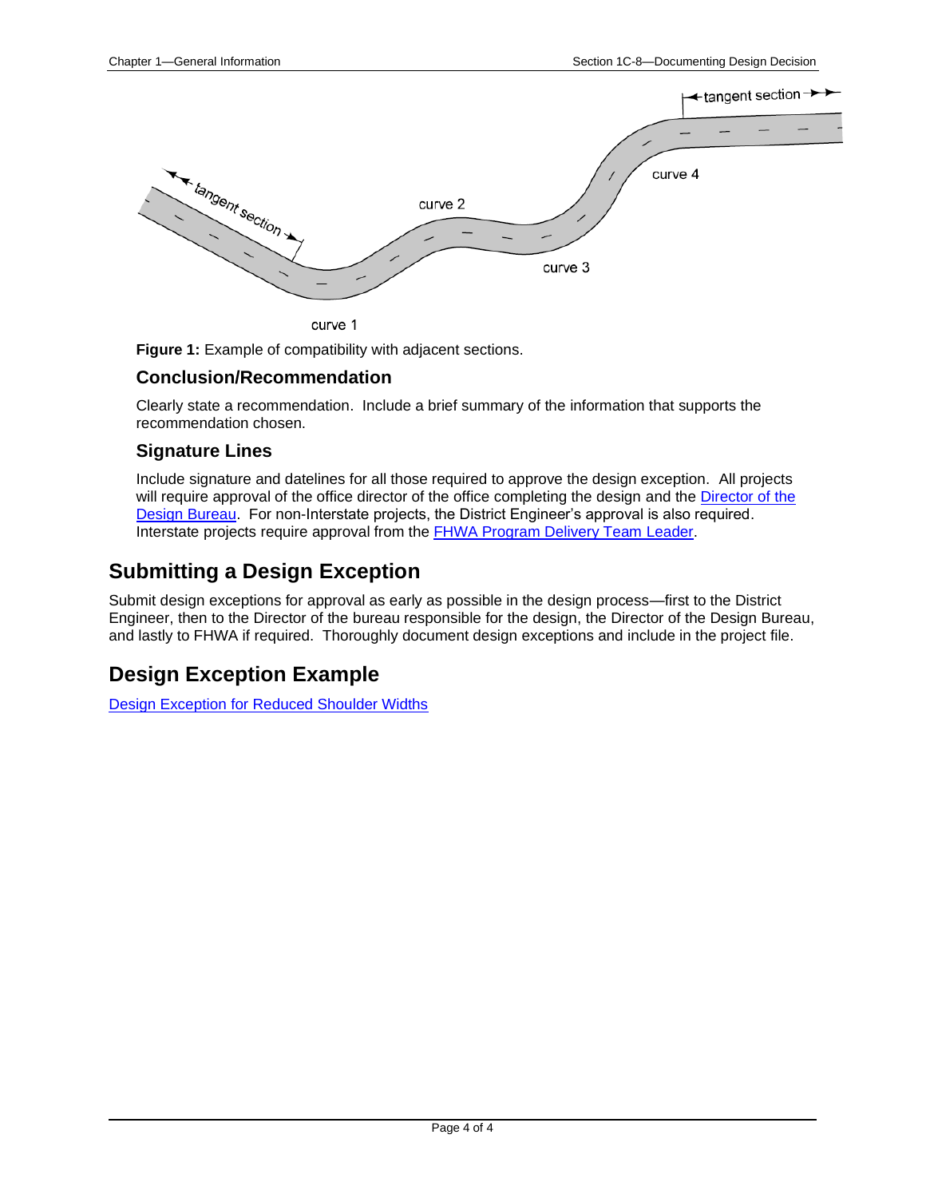**Figure 1:** Example of compatibility with adjacent sections.

### Conclusion/Recommendation

Clearly state a recommendation. Include a brief summary of the information that supports the recommendation chosen.

### Signature Lines

Include signature and datelines for all those required to approve the design exception. All projects will require approval of the office director of the office completing the design and the Director of the Design Bureau. For non-Interstate projects, the District Engineer's approval is also required. Interstate projects require approval from the FHWA Program Delivery Team Leader.

## Submitting a Design Exception

Submit design exceptions for approval as early as possible in the design process—first to the District Engineer, then to the Director of the bureau responsible for the design, the Director of the Design Bureau, and lastly to FHWA if required. Thoroughly document design exceptions and include in the project file.

## Design Exception Example

Design Exception for Reduced Shoulder Widths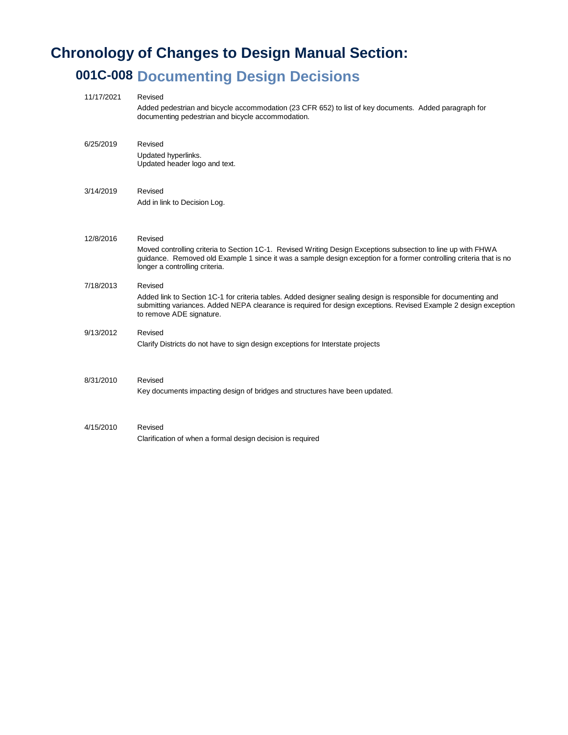# Chronology of Changes to Design Manual Section:

## 001C-008 Documenting Design Decisions

11/17/2021 Revised

Added pedestrian and bicycle accommodation (23 CFR 652) to list of key documents. Added paragraph for documenting pedestrian and bicycle accommodation.

6/25/2019 Revised

Updated hyperlinks.
Updated header logo and text.

3/14/2019 Revised

Add in link to Decision Log.

12/8/2016 Revised

Moved controlling criteria to Section 1C-1. Revised Writing Design Exceptions subsection to line up with FHWA guidance. Removed old Example 1 since it was a sample design exception for a former controlling criteria that is no longer a controlling criteria.

7/18/2013 Revised

Added link to Section 1C-1 for criteria tables. Added designer sealing design is responsible for documenting and submitting variances. Added NEPA clearance is required for design exceptions. Revised Example 2 design exception to remove ADE signature.

9/13/2012 Revised

Clarify Districts do not have to sign design exceptions for Interstate projects

8/31/2010 Revised

Key documents impacting design of bridges and structures have been updated.

4/15/2010 Revised

Clarification of when a formal design decision is required